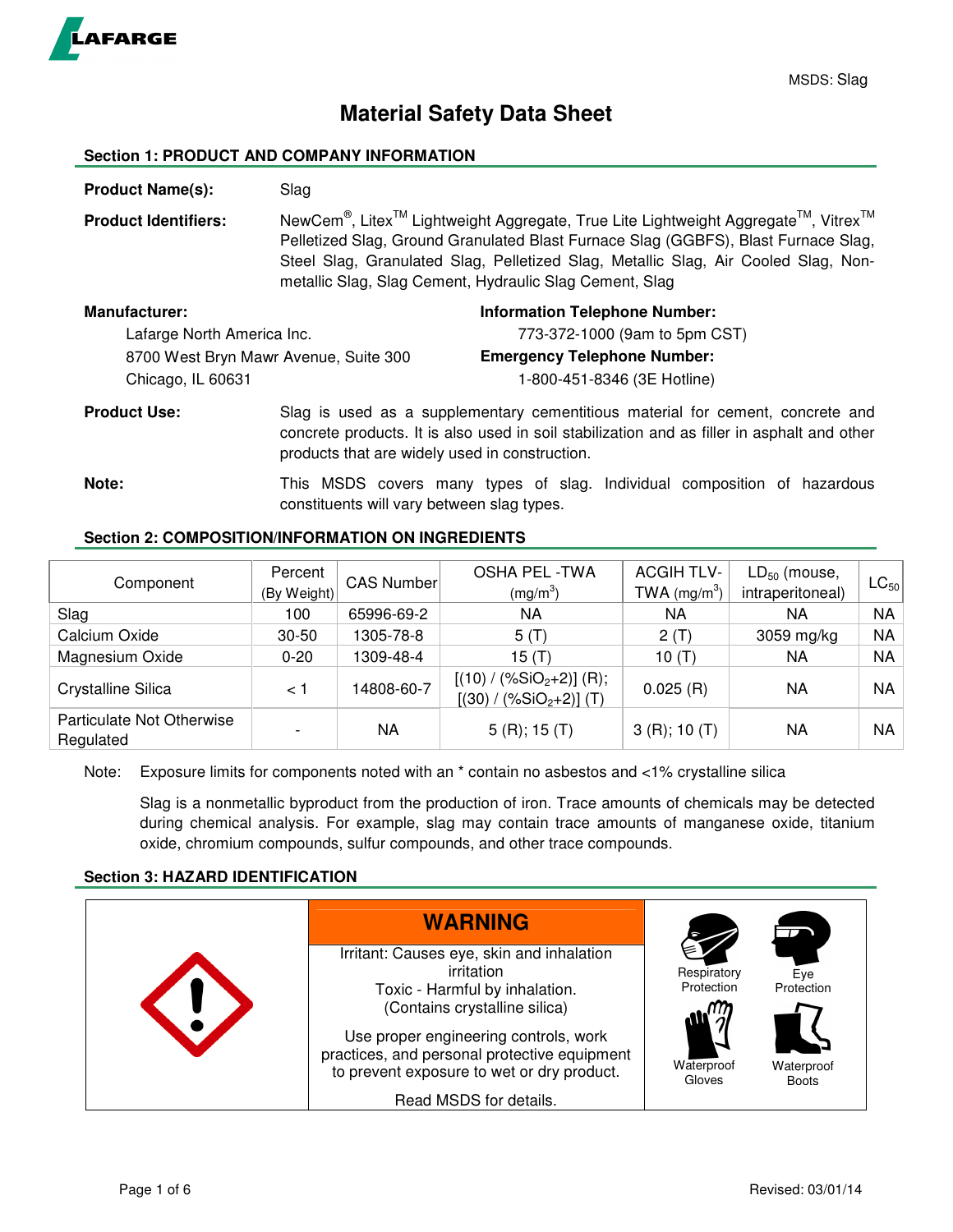LAFARGE

MSDS: Slag

# Material Safety Data Sheet

## Section 1: PRODUCT AND COMPANY INFORMATION

**Product Name(s):** Slag

**Product Identifiers:** NewCem®, Litex™ Lightweight Aggregate, True Lite Lightweight Aggregate™, Vitrex™ Pelletized Slag, Ground Granulated Blast Furnace Slag (GGBFS), Blast Furnace Slag, Steel Slag, Granulated Slag, Pelletized Slag, Metallic Slag, Air Cooled Slag, Non-metallic Slag, Slag Cement, Hydraulic Slag Cement, Slag

**Manufacturer:**
Lafarge North America Inc.
8700 West Bryn Mawr Avenue, Suite 300
Chicago, IL 60631

**Information Telephone Number:**
773-372-1000 (9am to 5pm CST)

**Emergency Telephone Number:**
1-800-451-8346 (3E Hotline)

**Product Use:** Slag is used as a supplementary cementitious material for cement, concrete and concrete products. It is also used in soil stabilization and as filler in asphalt and other products that are widely used in construction.

**Note:** This MSDS covers many types of slag. Individual composition of hazardous constituents will vary between slag types.

## Section 2: COMPOSITION/INFORMATION ON INGREDIENTS

| Component | Percent (By Weight) | CAS Number | OSHA PEL -TWA ($mg/m^3$) | ACGIH TLV-TWA ($mg/m^3$) | $LD_{50}$ (mouse, intraperitoneal) | $LC_{50}$ |
|---|---|---|---|---|---|---|
| Slag | 100 | 65996-69-2 | NA | NA | NA | NA |
| Calcium Oxide | 30-50 | 1305-78-8 | 5 (T) | 2 (T) | 3059 mg/kg | NA |
| Magnesium Oxide | 0-20 | 1309-48-4 | 15 (T) | 10 (T) | NA | NA |
| Crystalline Silica | < 1 | 14808-60-7 | [(10) / (%$SiO_2$+2)] (R); [(30) / (%$SiO_2$+2)] (T) | 0.025 (R) | NA | NA |
| Particulate Not Otherwise Regulated | - | NA | 5 (R); 15 (T) | 3 (R); 10 (T) | NA | NA |

Note: Exposure limits for components noted with an * contain no asbestos and <1% crystalline silica

Slag is a nonmetallic byproduct from the production of iron. Trace amounts of chemicals may be detected during chemical analysis. For example, slag may contain trace amounts of manganese oxide, titanium oxide, chromium compounds, sulfur compounds, and other trace compounds.

## Section 3: HAZARD IDENTIFICATION

**WARNING**

Irritant: Causes eye, skin and inhalation irritation
Toxic - Harmful by inhalation.
(Contains crystalline silica)

Use proper engineering controls, work practices, and personal protective equipment to prevent exposure to wet or dry product.

Read MSDS for details.

Respiratory Protection | Eye Protection | Waterproof Gloves | Waterproof Boots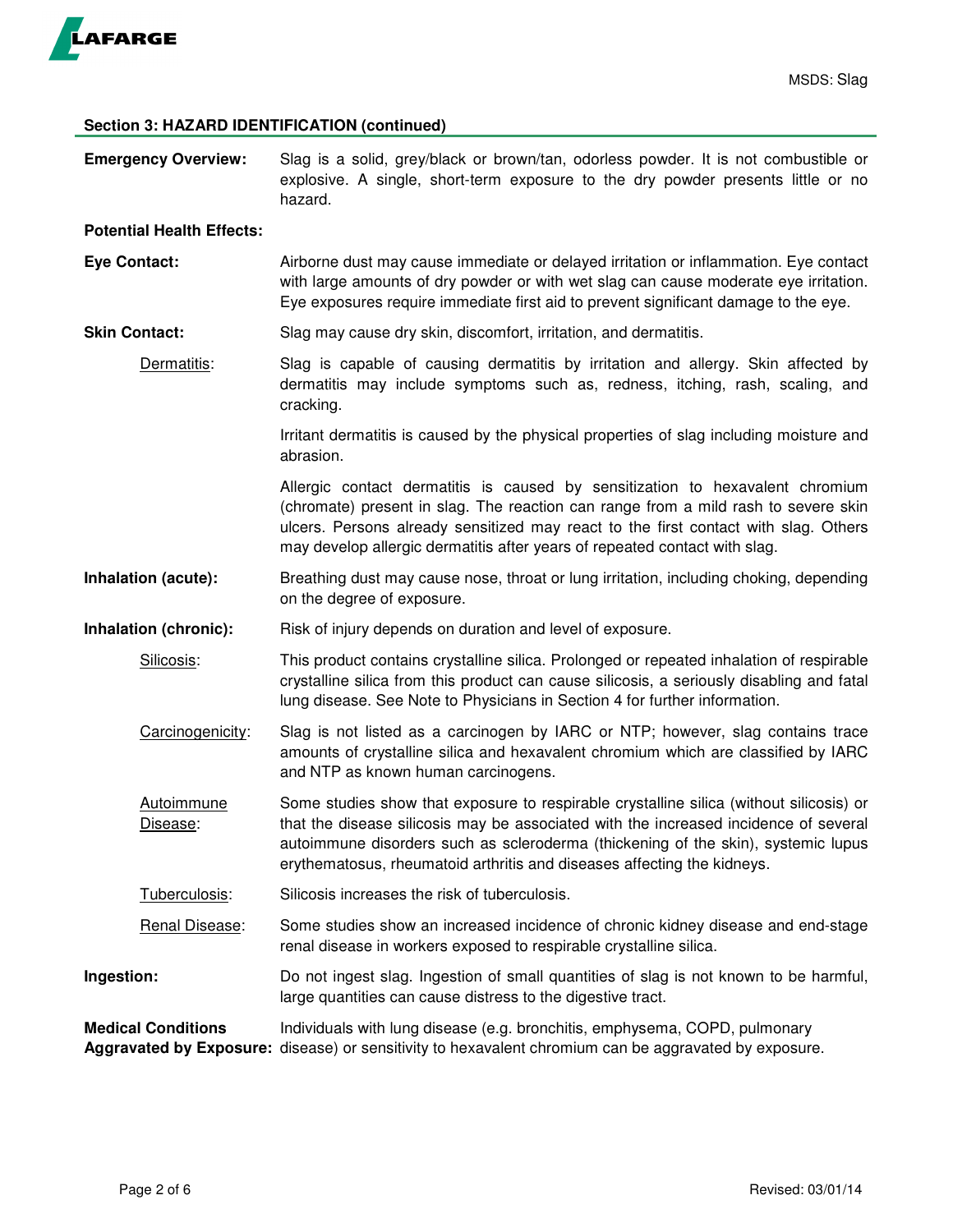## Section 3: HAZARD IDENTIFICATION (continued)

**Emergency Overview:** Slag is a solid, grey/black or brown/tan, odorless powder. It is not combustible or explosive. A single, short-term exposure to the dry powder presents little or no hazard.

**Potential Health Effects:**

**Eye Contact:** Airborne dust may cause immediate or delayed irritation or inflammation. Eye contact with large amounts of dry powder or with wet slag can cause moderate eye irritation. Eye exposures require immediate first aid to prevent significant damage to the eye.

**Skin Contact:** Slag may cause dry skin, discomfort, irritation, and dermatitis.

Dermatitis: Slag is capable of causing dermatitis by irritation and allergy. Skin affected by dermatitis may include symptoms such as, redness, itching, rash, scaling, and cracking.

Irritant dermatitis is caused by the physical properties of slag including moisture and abrasion.

Allergic contact dermatitis is caused by sensitization to hexavalent chromium (chromate) present in slag. The reaction can range from a mild rash to severe skin ulcers. Persons already sensitized may react to the first contact with slag. Others may develop allergic dermatitis after years of repeated contact with slag.

**Inhalation (acute):** Breathing dust may cause nose, throat or lung irritation, including choking, depending on the degree of exposure.

**Inhalation (chronic):** Risk of injury depends on duration and level of exposure.

Silicosis: This product contains crystalline silica. Prolonged or repeated inhalation of respirable crystalline silica from this product can cause silicosis, a seriously disabling and fatal lung disease. See Note to Physicians in Section 4 for further information.

Carcinogenicity: Slag is not listed as a carcinogen by IARC or NTP; however, slag contains trace amounts of crystalline silica and hexavalent chromium which are classified by IARC and NTP as known human carcinogens.

Autoimmune Disease: Some studies show that exposure to respirable crystalline silica (without silicosis) or that the disease silicosis may be associated with the increased incidence of several autoimmune disorders such as scleroderma (thickening of the skin), systemic lupus erythematosus, rheumatoid arthritis and diseases affecting the kidneys.

Tuberculosis: Silicosis increases the risk of tuberculosis.

Renal Disease: Some studies show an increased incidence of chronic kidney disease and end-stage renal disease in workers exposed to respirable crystalline silica.

**Ingestion:** Do not ingest slag. Ingestion of small quantities of slag is not known to be harmful, large quantities can cause distress to the digestive tract.

**Medical Conditions Aggravated by Exposure:** Individuals with lung disease (e.g. bronchitis, emphysema, COPD, pulmonary disease) or sensitivity to hexavalent chromium can be aggravated by exposure.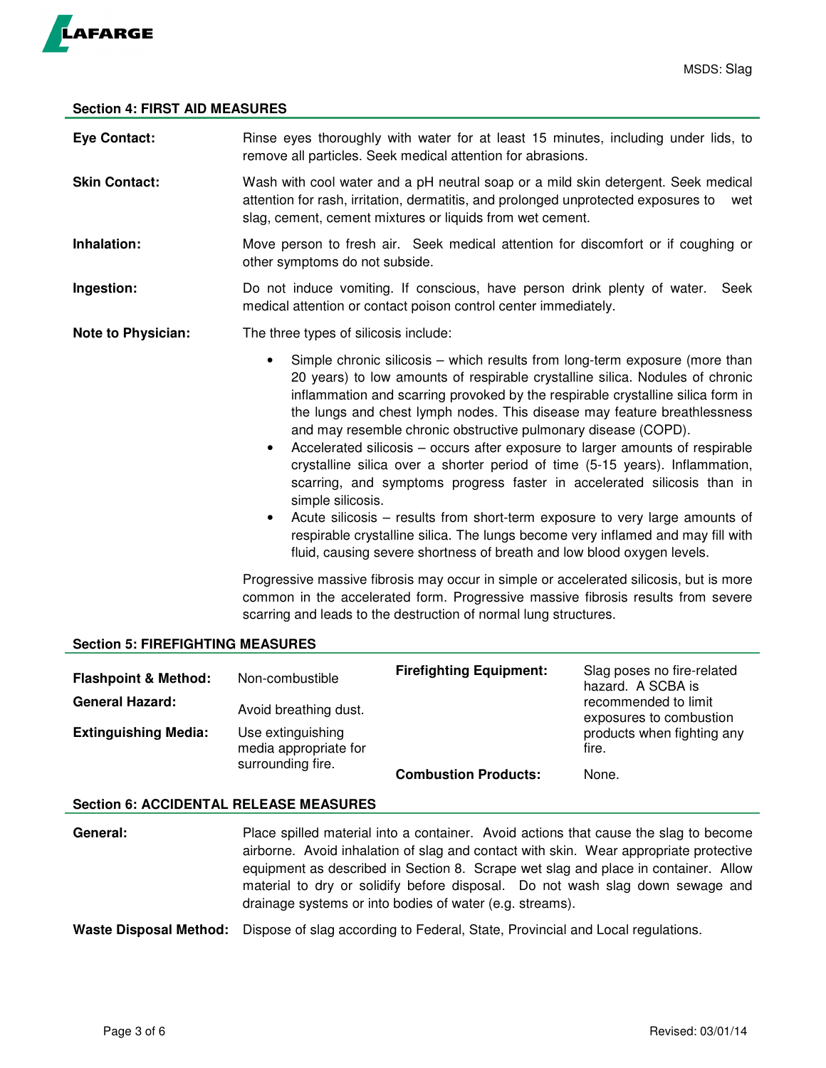## Section 4: FIRST AID MEASURES

**Eye Contact:** Rinse eyes thoroughly with water for at least 15 minutes, including under lids, to remove all particles. Seek medical attention for abrasions.

**Skin Contact:** Wash with cool water and a pH neutral soap or a mild skin detergent. Seek medical attention for rash, irritation, dermatitis, and prolonged unprotected exposures to wet slag, cement, cement mixtures or liquids from wet cement.

**Inhalation:** Move person to fresh air. Seek medical attention for discomfort or if coughing or other symptoms do not subside.

**Ingestion:** Do not induce vomiting. If conscious, have person drink plenty of water. Seek medical attention or contact poison control center immediately.

**Note to Physician:** The three types of silicosis include:

- Simple chronic silicosis – which results from long-term exposure (more than 20 years) to low amounts of respirable crystalline silica. Nodules of chronic inflammation and scarring provoked by the respirable crystalline silica form in the lungs and chest lymph nodes. This disease may feature breathlessness and may resemble chronic obstructive pulmonary disease (COPD).
- Accelerated silicosis – occurs after exposure to larger amounts of respirable crystalline silica over a shorter period of time (5-15 years). Inflammation, scarring, and symptoms progress faster in accelerated silicosis than in simple silicosis.
- Acute silicosis – results from short-term exposure to very large amounts of respirable crystalline silica. The lungs become very inflamed and may fill with fluid, causing severe shortness of breath and low blood oxygen levels.

Progressive massive fibrosis may occur in simple or accelerated silicosis, but is more common in the accelerated form. Progressive massive fibrosis results from severe scarring and leads to the destruction of normal lung structures.

## Section 5: FIREFIGHTING MEASURES

**Flashpoint & Method:** Non-combustible

**General Hazard:** Avoid breathing dust.

**Extinguishing Media:** Use extinguishing media appropriate for surrounding fire.

**Firefighting Equipment:** Slag poses no fire-related hazard. A SCBA is recommended to limit exposures to combustion products when fighting any fire.

**Combustion Products:** None.

## Section 6: ACCIDENTAL RELEASE MEASURES

**General:** Place spilled material into a container. Avoid actions that cause the slag to become airborne. Avoid inhalation of slag and contact with skin. Wear appropriate protective equipment as described in Section 8. Scrape wet slag and place in container. Allow material to dry or solidify before disposal. Do not wash slag down sewage and drainage systems or into bodies of water (e.g. streams).

**Waste Disposal Method:** Dispose of slag according to Federal, State, Provincial and Local regulations.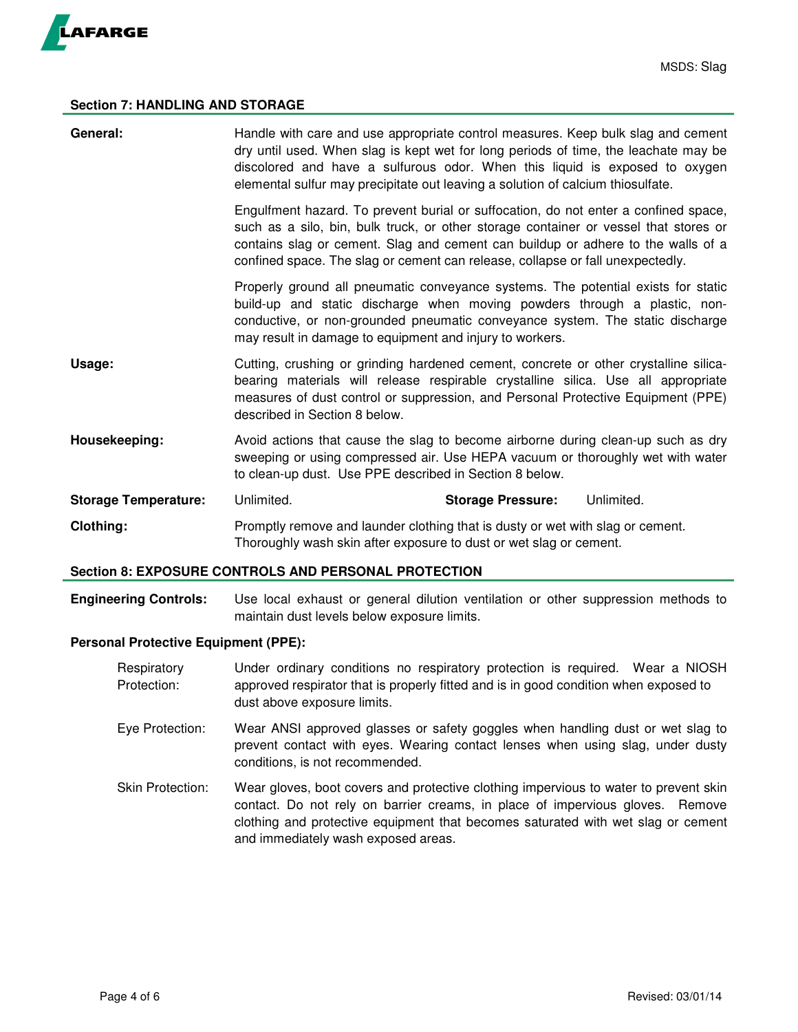## Section 7: HANDLING AND STORAGE

**General:** Handle with care and use appropriate control measures. Keep bulk slag and cement dry until used. When slag is kept wet for long periods of time, the leachate may be discolored and have a sulfurous odor. When this liquid is exposed to oxygen elemental sulfur may precipitate out leaving a solution of calcium thiosulfate.

Engulfment hazard. To prevent burial or suffocation, do not enter a confined space, such as a silo, bin, bulk truck, or other storage container or vessel that stores or contains slag or cement. Slag and cement can buildup or adhere to the walls of a confined space. The slag or cement can release, collapse or fall unexpectedly.

Properly ground all pneumatic conveyance systems. The potential exists for static build-up and static discharge when moving powders through a plastic, non-conductive, or non-grounded pneumatic conveyance system. The static discharge may result in damage to equipment and injury to workers.

**Usage:** Cutting, crushing or grinding hardened cement, concrete or other crystalline silica-bearing materials will release respirable crystalline silica. Use all appropriate measures of dust control or suppression, and Personal Protective Equipment (PPE) described in Section 8 below.

**Housekeeping:** Avoid actions that cause the slag to become airborne during clean-up such as dry sweeping or using compressed air. Use HEPA vacuum or thoroughly wet with water to clean-up dust. Use PPE described in Section 8 below.

**Storage Temperature:** Unlimited. **Storage Pressure:** Unlimited.

**Clothing:** Promptly remove and launder clothing that is dusty or wet with slag or cement. Thoroughly wash skin after exposure to dust or wet slag or cement.

## Section 8: EXPOSURE CONTROLS AND PERSONAL PROTECTION

**Engineering Controls:** Use local exhaust or general dilution ventilation or other suppression methods to maintain dust levels below exposure limits.

**Personal Protective Equipment (PPE):**

Respiratory Protection: Under ordinary conditions no respiratory protection is required. Wear a NIOSH approved respirator that is properly fitted and is in good condition when exposed to dust above exposure limits.

Eye Protection: Wear ANSI approved glasses or safety goggles when handling dust or wet slag to prevent contact with eyes. Wearing contact lenses when using slag, under dusty conditions, is not recommended.

Skin Protection: Wear gloves, boot covers and protective clothing impervious to water to prevent skin contact. Do not rely on barrier creams, in place of impervious gloves. Remove clothing and protective equipment that becomes saturated with wet slag or cement and immediately wash exposed areas.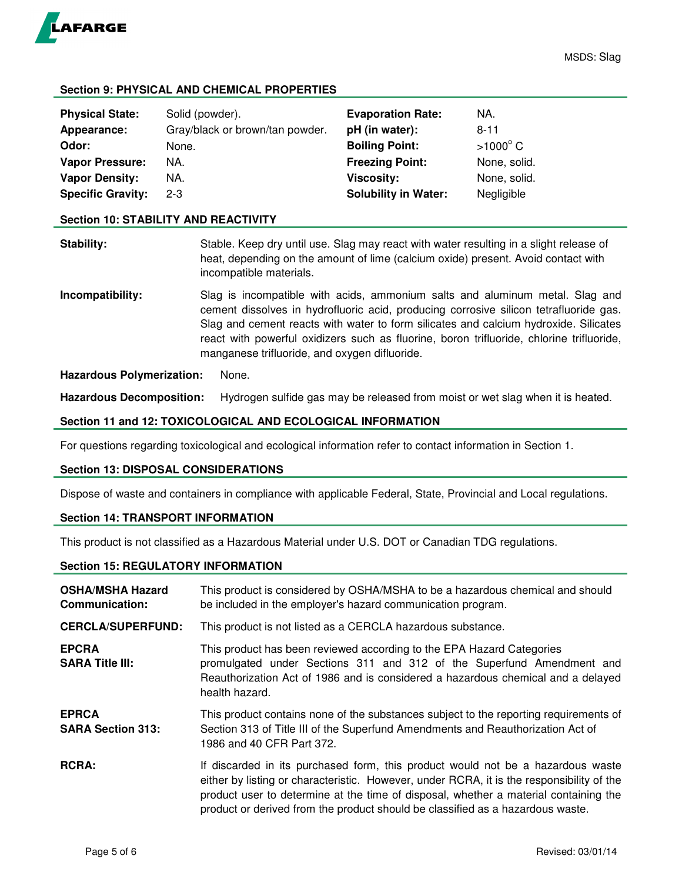## Section 9: PHYSICAL AND CHEMICAL PROPERTIES

| | | | |
|---|---|---|---|
| **Physical State:** | Solid (powder). | **Evaporation Rate:** | NA. |
| **Appearance:** | Gray/black or brown/tan powder. | **pH (in water):** | 8-11 |
| **Odor:** | None. | **Boiling Point:** | >1000° C |
| **Vapor Pressure:** | NA. | **Freezing Point:** | None, solid. |
| **Vapor Density:** | NA. | **Viscosity:** | None, solid. |
| **Specific Gravity:** | 2-3 | **Solubility in Water:** | Negligible |

## Section 10: STABILITY AND REACTIVITY

**Stability:** Stable. Keep dry until use. Slag may react with water resulting in a slight release of heat, depending on the amount of lime (calcium oxide) present. Avoid contact with incompatible materials.

**Incompatibility:** Slag is incompatible with acids, ammonium salts and aluminum metal. Slag and cement dissolves in hydrofluoric acid, producing corrosive silicon tetrafluoride gas. Slag and cement reacts with water to form silicates and calcium hydroxide. Silicates react with powerful oxidizers such as fluorine, boron trifluoride, chlorine trifluoride, manganese trifluoride, and oxygen difluoride.

**Hazardous Polymerization:** None.

**Hazardous Decomposition:** Hydrogen sulfide gas may be released from moist or wet slag when it is heated.

## Section 11 and 12: TOXICOLOGICAL AND ECOLOGICAL INFORMATION

For questions regarding toxicological and ecological information refer to contact information in Section 1.

## Section 13: DISPOSAL CONSIDERATIONS

Dispose of waste and containers in compliance with applicable Federal, State, Provincial and Local regulations.

## Section 14: TRANSPORT INFORMATION

This product is not classified as a Hazardous Material under U.S. DOT or Canadian TDG regulations.

## Section 15: REGULATORY INFORMATION

**OSHA/MSHA Hazard Communication:** This product is considered by OSHA/MSHA to be a hazardous chemical and should be included in the employer's hazard communication program.

**CERCLA/SUPERFUND:** This product is not listed as a CERCLA hazardous substance.

**EPCRA SARA Title III:** This product has been reviewed according to the EPA Hazard Categories promulgated under Sections 311 and 312 of the Superfund Amendment and Reauthorization Act of 1986 and is considered a hazardous chemical and a delayed health hazard.

**EPRCA SARA Section 313:** This product contains none of the substances subject to the reporting requirements of Section 313 of Title III of the Superfund Amendments and Reauthorization Act of 1986 and 40 CFR Part 372.

**RCRA:** If discarded in its purchased form, this product would not be a hazardous waste either by listing or characteristic. However, under RCRA, it is the responsibility of the product user to determine at the time of disposal, whether a material containing the product or derived from the product should be classified as a hazardous waste.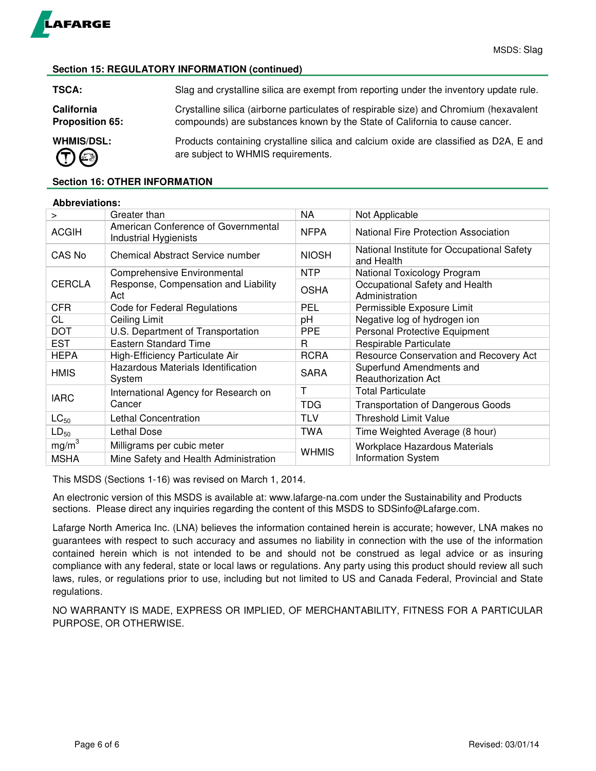## Section 15: REGULATORY INFORMATION (continued)

**TSCA:** Slag and crystalline silica are exempt from reporting under the inventory update rule.

**California Proposition 65:** Crystalline silica (airborne particulates of respirable size) and Chromium (hexavalent compounds) are substances known by the State of California to cause cancer.

**WHMIS/DSL:** Products containing crystalline silica and calcium oxide are classified as D2A, E and are subject to WHMIS requirements.

## Section 16: OTHER INFORMATION

**Abbreviations:**

| | | | |
|---|---|---|---|
| > | Greater than | NA | Not Applicable |
| ACGIH | American Conference of Governmental Industrial Hygienists | NFPA | National Fire Protection Association |
| CAS No | Chemical Abstract Service number | NIOSH | National Institute for Occupational Safety and Health |
| CERCLA | Comprehensive Environmental Response, Compensation and Liability Act | NTP | National Toxicology Program |
| | | OSHA | Occupational Safety and Health Administration |
| CFR | Code for Federal Regulations | PEL | Permissible Exposure Limit |
| CL | Ceiling Limit | pH | Negative log of hydrogen ion |
| DOT | U.S. Department of Transportation | PPE | Personal Protective Equipment |
| EST | Eastern Standard Time | R | Respirable Particulate |
| HEPA | High-Efficiency Particulate Air | RCRA | Resource Conservation and Recovery Act |
| HMIS | Hazardous Materials Identification System | SARA | Superfund Amendments and Reauthorization Act |
| IARC | International Agency for Research on Cancer | T | Total Particulate |
| | | TDG | Transportation of Dangerous Goods |
| $LC_{50}$ | Lethal Concentration | TLV | Threshold Limit Value |
| $LD_{50}$ | Lethal Dose | TWA | Time Weighted Average (8 hour) |
| $mg/m^3$ | Milligrams per cubic meter | WHMIS | Workplace Hazardous Materials Information System |
| MSHA | Mine Safety and Health Administration | | |

This MSDS (Sections 1-16) was revised on March 1, 2014.

An electronic version of this MSDS is available at: www.lafarge-na.com under the Sustainability and Products sections. Please direct any inquiries regarding the content of this MSDS to SDSinfo@Lafarge.com.

Lafarge North America Inc. (LNA) believes the information contained herein is accurate; however, LNA makes no guarantees with respect to such accuracy and assumes no liability in connection with the use of the information contained herein which is not intended to be and should not be construed as legal advice or as insuring compliance with any federal, state or local laws or regulations. Any party using this product should review all such laws, rules, or regulations prior to use, including but not limited to US and Canada Federal, Provincial and State regulations.

NO WARRANTY IS MADE, EXPRESS OR IMPLIED, OF MERCHANTABILITY, FITNESS FOR A PARTICULAR PURPOSE, OR OTHERWISE.